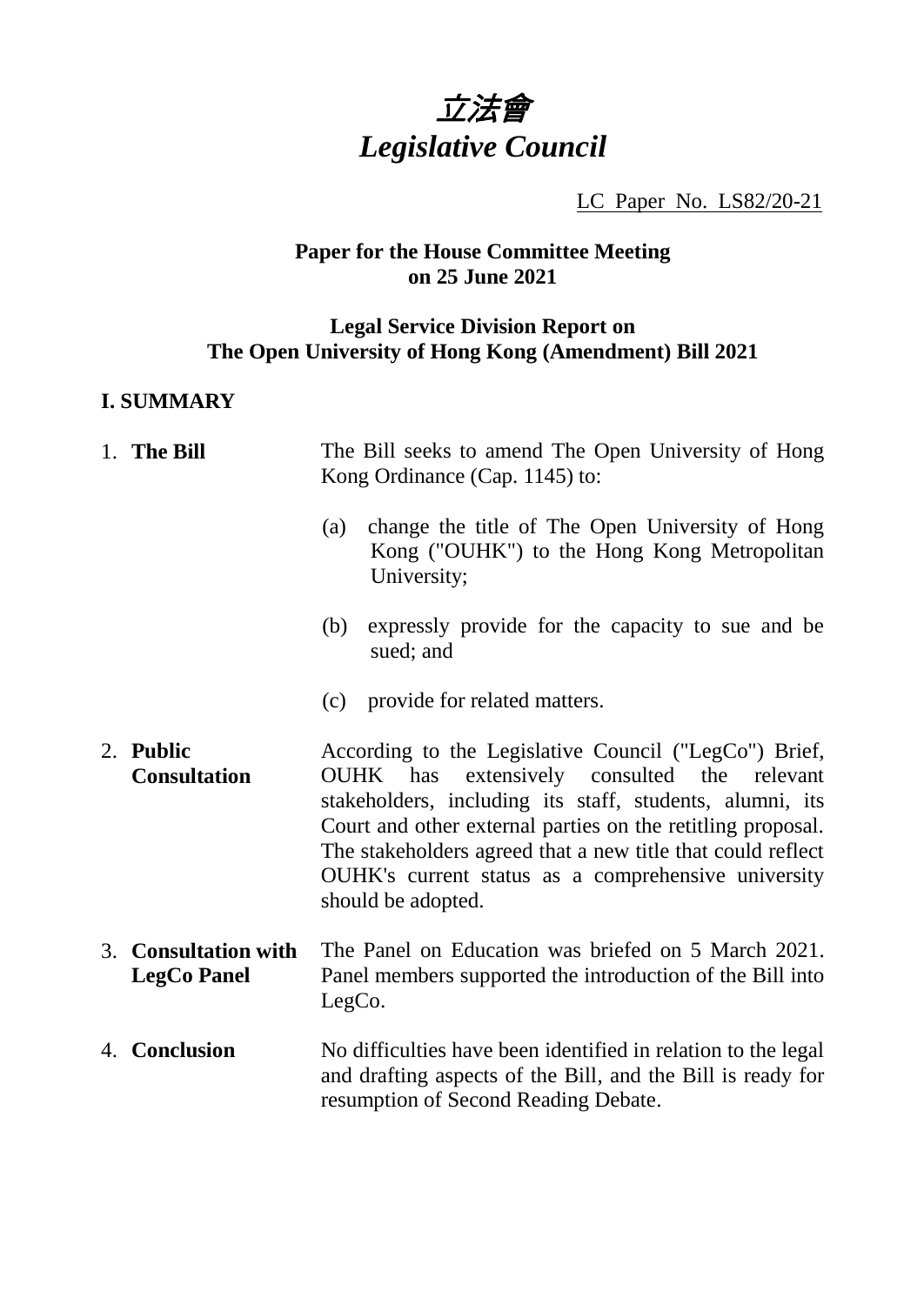# *立法會*
# *Legislative Council*

LC Paper No. LS82/20-21

**Paper for the House Committee Meeting on 25 June 2021**

**Legal Service Division Report on The Open University of Hong Kong (Amendment) Bill 2021**

## I. SUMMARY

1. **The Bill**

   The Bill seeks to amend The Open University of Hong Kong Ordinance (Cap. 1145) to:

   (a) change the title of The Open University of Hong Kong ("OUHK") to the Hong Kong Metropolitan University;

   (b) expressly provide for the capacity to sue and be sued; and

   (c) provide for related matters.

2. **Public Consultation**

   According to the Legislative Council ("LegCo") Brief, OUHK has extensively consulted the relevant stakeholders, including its staff, students, alumni, its Court and other external parties on the retitling proposal. The stakeholders agreed that a new title that could reflect OUHK's current status as a comprehensive university should be adopted.

3. **Consultation with LegCo Panel**

   The Panel on Education was briefed on 5 March 2021. Panel members supported the introduction of the Bill into LegCo.

4. **Conclusion**

   No difficulties have been identified in relation to the legal and drafting aspects of the Bill, and the Bill is ready for resumption of Second Reading Debate.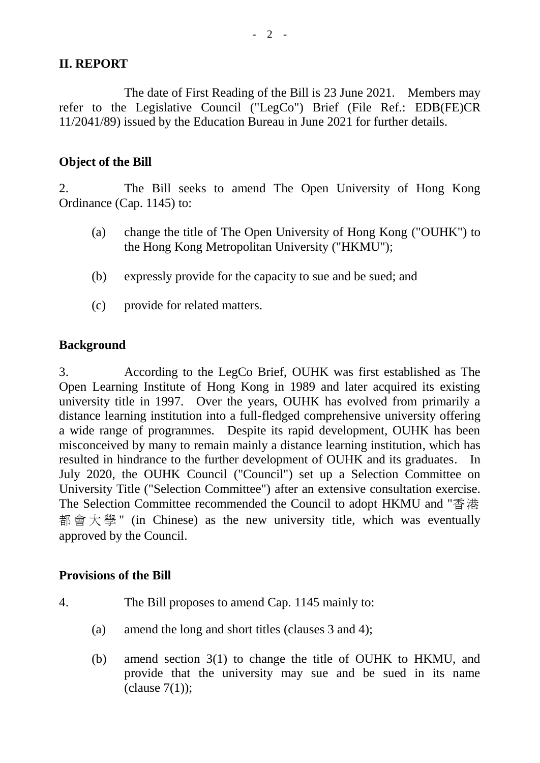## II. REPORT

The date of First Reading of the Bill is 23 June 2021. Members may refer to the Legislative Council ("LegCo") Brief (File Ref.: EDB(FE)CR 11/2041/89) issued by the Education Bureau in June 2021 for further details.

### Object of the Bill

2. The Bill seeks to amend The Open University of Hong Kong Ordinance (Cap. 1145) to:

(a) change the title of The Open University of Hong Kong ("OUHK") to the Hong Kong Metropolitan University ("HKMU");

(b) expressly provide for the capacity to sue and be sued; and

(c) provide for related matters.

### Background

3. According to the LegCo Brief, OUHK was first established as The Open Learning Institute of Hong Kong in 1989 and later acquired its existing university title in 1997. Over the years, OUHK has evolved from primarily a distance learning institution into a full-fledged comprehensive university offering a wide range of programmes. Despite its rapid development, OUHK has been misconceived by many to remain mainly a distance learning institution, which has resulted in hindrance to the further development of OUHK and its graduates. In July 2020, the OUHK Council ("Council") set up a Selection Committee on University Title ("Selection Committee") after an extensive consultation exercise. The Selection Committee recommended the Council to adopt HKMU and "香港都會大學" (in Chinese) as the new university title, which was eventually approved by the Council.

### Provisions of the Bill

4. The Bill proposes to amend Cap. 1145 mainly to:

(a) amend the long and short titles (clauses 3 and 4);

(b) amend section 3(1) to change the title of OUHK to HKMU, and provide that the university may sue and be sued in its name (clause 7(1));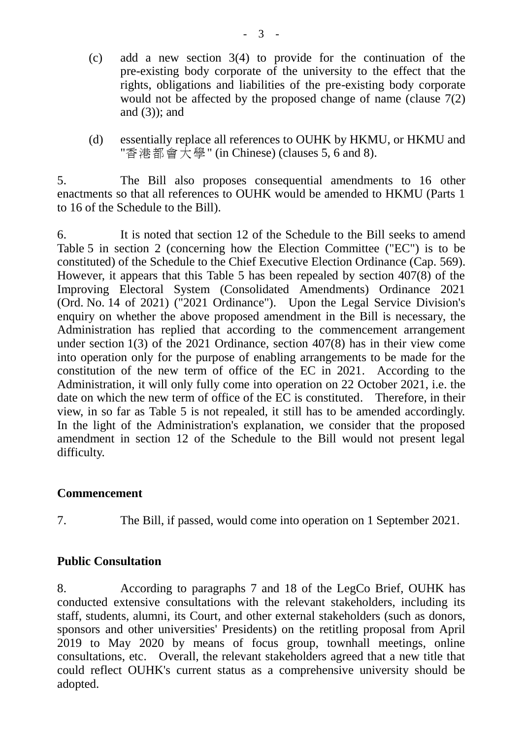(c) add a new section 3(4) to provide for the continuation of the pre-existing body corporate of the university to the effect that the rights, obligations and liabilities of the pre-existing body corporate would not be affected by the proposed change of name (clause 7(2) and (3)); and

(d) essentially replace all references to OUHK by HKMU, or HKMU and "香港都會大學" (in Chinese) (clauses 5, 6 and 8).

5. The Bill also proposes consequential amendments to 16 other enactments so that all references to OUHK would be amended to HKMU (Parts 1 to 16 of the Schedule to the Bill).

6. It is noted that section 12 of the Schedule to the Bill seeks to amend Table 5 in section 2 (concerning how the Election Committee ("EC") is to be constituted) of the Schedule to the Chief Executive Election Ordinance (Cap. 569). However, it appears that this Table 5 has been repealed by section 407(8) of the Improving Electoral System (Consolidated Amendments) Ordinance 2021 (Ord. No. 14 of 2021) ("2021 Ordinance"). Upon the Legal Service Division's enquiry on whether the above proposed amendment in the Bill is necessary, the Administration has replied that according to the commencement arrangement under section 1(3) of the 2021 Ordinance, section 407(8) has in their view come into operation only for the purpose of enabling arrangements to be made for the constitution of the new term of office of the EC in 2021. According to the Administration, it will only fully come into operation on 22 October 2021, i.e. the date on which the new term of office of the EC is constituted. Therefore, in their view, in so far as Table 5 is not repealed, it still has to be amended accordingly. In the light of the Administration's explanation, we consider that the proposed amendment in section 12 of the Schedule to the Bill would not present legal difficulty.

**Commencement**

7. The Bill, if passed, would come into operation on 1 September 2021.

**Public Consultation**

8. According to paragraphs 7 and 18 of the LegCo Brief, OUHK has conducted extensive consultations with the relevant stakeholders, including its staff, students, alumni, its Court, and other external stakeholders (such as donors, sponsors and other universities' Presidents) on the retitling proposal from April 2019 to May 2020 by means of focus group, townhall meetings, online consultations, etc. Overall, the relevant stakeholders agreed that a new title that could reflect OUHK's current status as a comprehensive university should be adopted.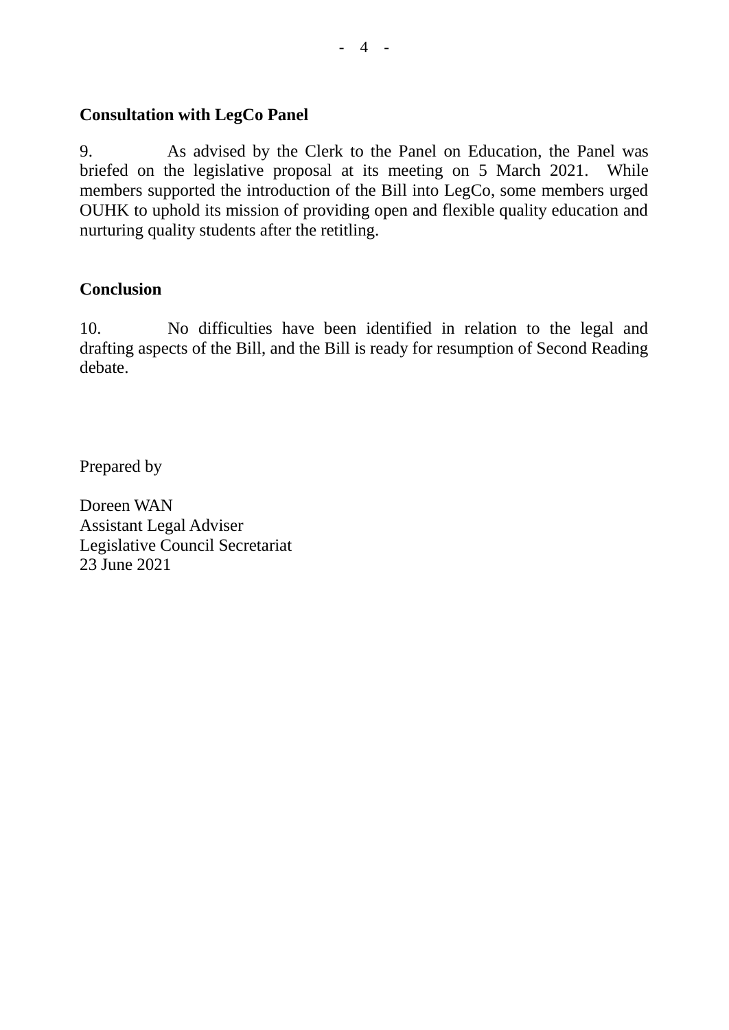**Consultation with LegCo Panel**

9. As advised by the Clerk to the Panel on Education, the Panel was briefed on the legislative proposal at its meeting on 5 March 2021. While members supported the introduction of the Bill into LegCo, some members urged OUHK to uphold its mission of providing open and flexible quality education and nurturing quality students after the retitling.

**Conclusion**

10. No difficulties have been identified in relation to the legal and drafting aspects of the Bill, and the Bill is ready for resumption of Second Reading debate.

Prepared by

Doreen WAN
Assistant Legal Adviser
Legislative Council Secretariat
23 June 2021